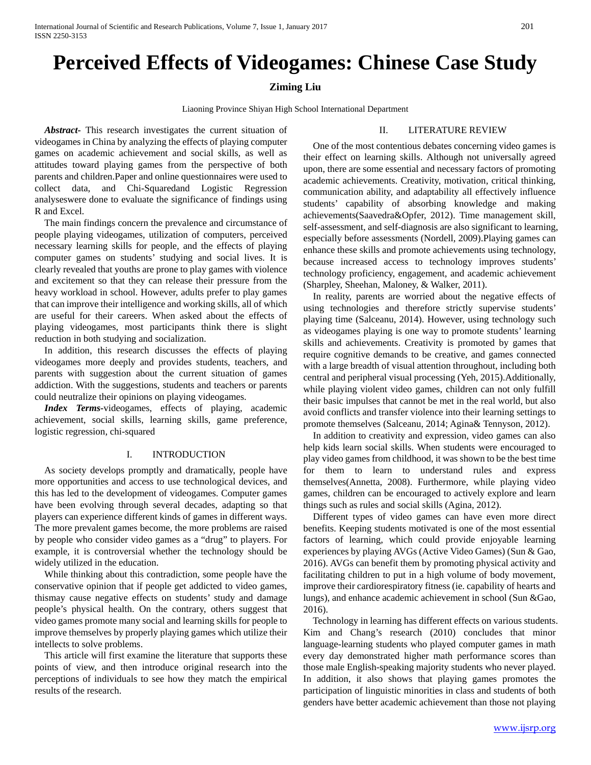# Perceived Effects of Videogames: Chinese Case Study

**Ziming Liu**

Liaoning Province Shiyan High School International Department

***Abstract-*** This research investigates the current situation of videogames in China by analyzing the effects of playing computer games on academic achievement and social skills, as well as attitudes toward playing games from the perspective of both parents and children.Paper and online questionnaires were used to collect data, and Chi-Squaredand Logistic Regression analyseswere done to evaluate the significance of findings using R and Excel.

The main findings concern the prevalence and circumstance of people playing videogames, utilization of computers, perceived necessary learning skills for people, and the effects of playing computer games on students' studying and social lives. It is clearly revealed that youths are prone to play games with violence and excitement so that they can release their pressure from the heavy workload in school. However, adults prefer to play games that can improve their intelligence and working skills, all of which are useful for their careers. When asked about the effects of playing videogames, most participants think there is slight reduction in both studying and socialization.

In addition, this research discusses the effects of playing videogames more deeply and provides students, teachers, and parents with suggestion about the current situation of games addiction. With the suggestions, students and teachers or parents could neutralize their opinions on playing videogames.

***Index Terms-***videogames, effects of playing, academic achievement, social skills, learning skills, game preference, logistic regression, chi-squared

## I. INTRODUCTION

As society develops promptly and dramatically, people have more opportunities and access to use technological devices, and this has led to the development of videogames. Computer games have been evolving through several decades, adapting so that players can experience different kinds of games in different ways. The more prevalent games become, the more problems are raised by people who consider video games as a "drug" to players. For example, it is controversial whether the technology should be widely utilized in the education.

While thinking about this contradiction, some people have the conservative opinion that if people get addicted to video games, thismay cause negative effects on students' study and damage people's physical health. On the contrary, others suggest that video games promote many social and learning skills for people to improve themselves by properly playing games which utilize their intellects to solve problems.

This article will first examine the literature that supports these points of view, and then introduce original research into the perceptions of individuals to see how they match the empirical results of the research.

## II. LITERATURE REVIEW

One of the most contentious debates concerning video games is their effect on learning skills. Although not universally agreed upon, there are some essential and necessary factors of promoting academic achievements. Creativity, motivation, critical thinking, communication ability, and adaptability all effectively influence students' capability of absorbing knowledge and making achievements(Saavedra&Opfer, 2012). Time management skill, self-assessment, and self-diagnosis are also significant to learning, especially before assessments (Nordell, 2009).Playing games can enhance these skills and promote achievements using technology, because increased access to technology improves students' technology proficiency, engagement, and academic achievement (Sharpley, Sheehan, Maloney, & Walker, 2011).

In reality, parents are worried about the negative effects of using technologies and therefore strictly supervise students' playing time (Salceanu, 2014). However, using technology such as videogames playing is one way to promote students' learning skills and achievements. Creativity is promoted by games that require cognitive demands to be creative, and games connected with a large breadth of visual attention throughout, including both central and peripheral visual processing (Yeh, 2015).Additionally, while playing violent video games, children can not only fulfill their basic impulses that cannot be met in the real world, but also avoid conflicts and transfer violence into their learning settings to promote themselves (Salceanu, 2014; Agina& Tennyson, 2012).

In addition to creativity and expression, video games can also help kids learn social skills. When students were encouraged to play video games from childhood, it was shown to be the best time for them to learn to understand rules and express themselves(Annetta, 2008). Furthermore, while playing video games, children can be encouraged to actively explore and learn things such as rules and social skills (Agina, 2012).

Different types of video games can have even more direct benefits. Keeping students motivated is one of the most essential factors of learning, which could provide enjoyable learning experiences by playing AVGs (Active Video Games) (Sun & Gao, 2016). AVGs can benefit them by promoting physical activity and facilitating children to put in a high volume of body movement, improve their cardiorespiratory fitness (ie. capability of hearts and lungs), and enhance academic achievement in school (Sun &Gao, 2016).

Technology in learning has different effects on various students. Kim and Chang's research (2010) concludes that minor language-learning students who played computer games in math every day demonstrated higher math performance scores than those male English-speaking majority students who never played. In addition, it also shows that playing games promotes the participation of linguistic minorities in class and students of both genders have better academic achievement than those not playing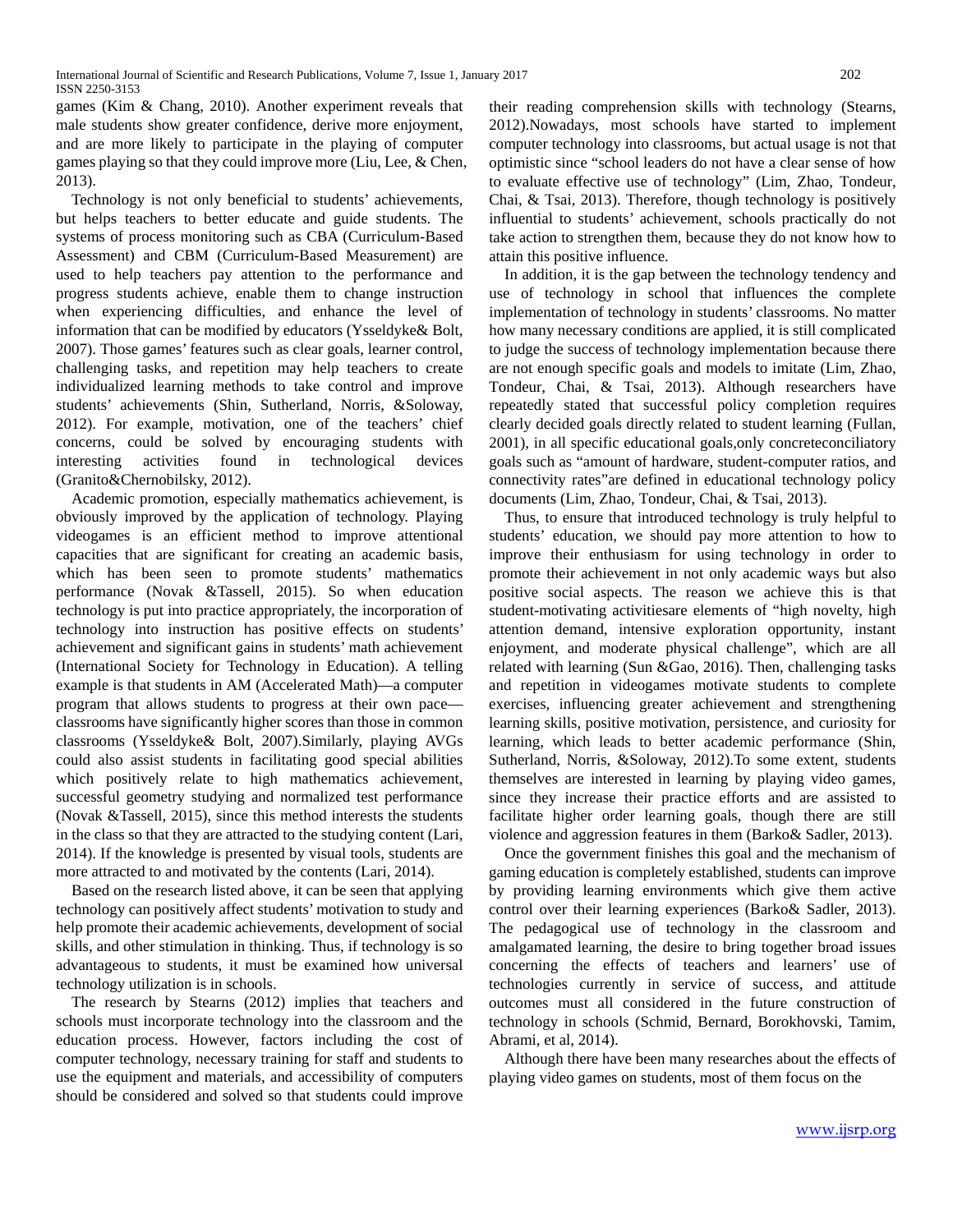games (Kim & Chang, 2010). Another experiment reveals that male students show greater confidence, derive more enjoyment, and are more likely to participate in the playing of computer games playing so that they could improve more (Liu, Lee, & Chen, 2013).

Technology is not only beneficial to students' achievements, but helps teachers to better educate and guide students. The systems of process monitoring such as CBA (Curriculum-Based Assessment) and CBM (Curriculum-Based Measurement) are used to help teachers pay attention to the performance and progress students achieve, enable them to change instruction when experiencing difficulties, and enhance the level of information that can be modified by educators (Ysseldyke& Bolt, 2007). Those games' features such as clear goals, learner control, challenging tasks, and repetition may help teachers to create individualized learning methods to take control and improve students' achievements (Shin, Sutherland, Norris, &Soloway, 2012). For example, motivation, one of the teachers' chief concerns, could be solved by encouraging students with interesting activities found in technological devices (Granito&Chernobilsky, 2012).

Academic promotion, especially mathematics achievement, is obviously improved by the application of technology. Playing videogames is an efficient method to improve attentional capacities that are significant for creating an academic basis, which has been seen to promote students' mathematics performance (Novak &Tassell, 2015). So when education technology is put into practice appropriately, the incorporation of technology into instruction has positive effects on students' achievement and significant gains in students' math achievement (International Society for Technology in Education). A telling example is that students in AM (Accelerated Math)—a computer program that allows students to progress at their own pace—classrooms have significantly higher scores than those in common classrooms (Ysseldyke& Bolt, 2007).Similarly, playing AVGs could also assist students in facilitating good special abilities which positively relate to high mathematics achievement, successful geometry studying and normalized test performance (Novak &Tassell, 2015), since this method interests the students in the class so that they are attracted to the studying content (Lari, 2014). If the knowledge is presented by visual tools, students are more attracted to and motivated by the contents (Lari, 2014).

Based on the research listed above, it can be seen that applying technology can positively affect students' motivation to study and help promote their academic achievements, development of social skills, and other stimulation in thinking. Thus, if technology is so advantageous to students, it must be examined how universal technology utilization is in schools.

The research by Stearns (2012) implies that teachers and schools must incorporate technology into the classroom and the education process. However, factors including the cost of computer technology, necessary training for staff and students to use the equipment and materials, and accessibility of computers should be considered and solved so that students could improve their reading comprehension skills with technology (Stearns, 2012).Nowadays, most schools have started to implement computer technology into classrooms, but actual usage is not that optimistic since "school leaders do not have a clear sense of how to evaluate effective use of technology" (Lim, Zhao, Tondeur, Chai, & Tsai, 2013). Therefore, though technology is positively influential to students' achievement, schools practically do not take action to strengthen them, because they do not know how to attain this positive influence.

In addition, it is the gap between the technology tendency and use of technology in school that influences the complete implementation of technology in students' classrooms. No matter how many necessary conditions are applied, it is still complicated to judge the success of technology implementation because there are not enough specific goals and models to imitate (Lim, Zhao, Tondeur, Chai, & Tsai, 2013). Although researchers have repeatedly stated that successful policy completion requires clearly decided goals directly related to student learning (Fullan, 2001), in all specific educational goals,only concreteconciliatory goals such as "amount of hardware, student-computer ratios, and connectivity rates"are defined in educational technology policy documents (Lim, Zhao, Tondeur, Chai, & Tsai, 2013).

Thus, to ensure that introduced technology is truly helpful to students' education, we should pay more attention to how to improve their enthusiasm for using technology in order to promote their achievement in not only academic ways but also positive social aspects. The reason we achieve this is that student-motivating activitiesare elements of "high novelty, high attention demand, intensive exploration opportunity, instant enjoyment, and moderate physical challenge", which are all related with learning (Sun &Gao, 2016). Then, challenging tasks and repetition in videogames motivate students to complete exercises, influencing greater achievement and strengthening learning skills, positive motivation, persistence, and curiosity for learning, which leads to better academic performance (Shin, Sutherland, Norris, &Soloway, 2012).To some extent, students themselves are interested in learning by playing video games, since they increase their practice efforts and are assisted to facilitate higher order learning goals, though there are still violence and aggression features in them (Barko& Sadler, 2013).

Once the government finishes this goal and the mechanism of gaming education is completely established, students can improve by providing learning environments which give them active control over their learning experiences (Barko& Sadler, 2013). The pedagogical use of technology in the classroom and amalgamated learning, the desire to bring together broad issues concerning the effects of teachers and learners' use of technologies currently in service of success, and attitude outcomes must all considered in the future construction of technology in schools (Schmid, Bernard, Borokhovski, Tamim, Abrami, et al, 2014).

Although there have been many researches about the effects of playing video games on students, most of them focus on the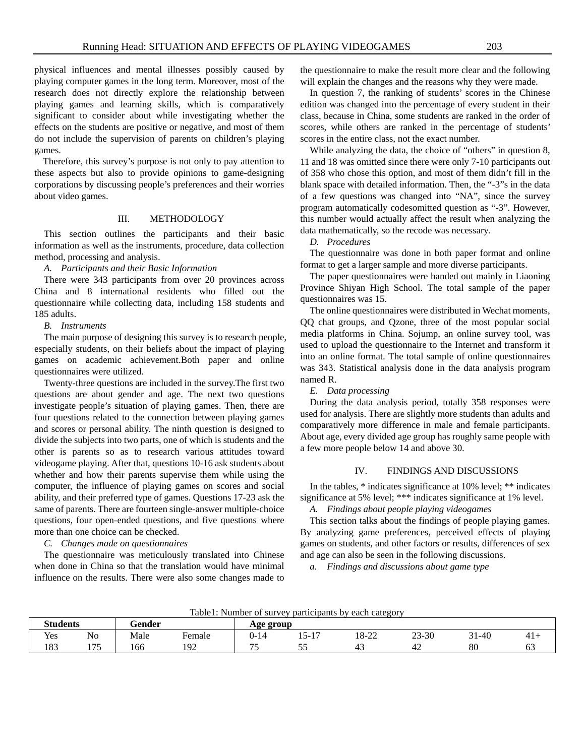physical influences and mental illnesses possibly caused by playing computer games in the long term. Moreover, most of the research does not directly explore the relationship between playing games and learning skills, which is comparatively significant to consider about while investigating whether the effects on the students are positive or negative, and most of them do not include the supervision of parents on children's playing games.

Therefore, this survey's purpose is not only to pay attention to these aspects but also to provide opinions to game-designing corporations by discussing people's preferences and their worries about video games.

## III. METHODOLOGY

This section outlines the participants and their basic information as well as the instruments, procedure, data collection method, processing and analysis.

### *A. Participants and their Basic Information*

There were 343 participants from over 20 provinces across China and 8 international residents who filled out the questionnaire while collecting data, including 158 students and 185 adults.

### *B. Instruments*

The main purpose of designing this survey is to research people, especially students, on their beliefs about the impact of playing games on academic achievement.Both paper and online questionnaires were utilized.

Twenty-three questions are included in the survey.The first two questions are about gender and age. The next two questions investigate people's situation of playing games. Then, there are four questions related to the connection between playing games and scores or personal ability. The ninth question is designed to divide the subjects into two parts, one of which is students and the other is parents so as to research various attitudes toward videogame playing. After that, questions 10-16 ask students about whether and how their parents supervise them while using the computer, the influence of playing games on scores and social ability, and their preferred type of games. Questions 17-23 ask the same of parents. There are fourteen single-answer multiple-choice questions, four open-ended questions, and five questions where more than one choice can be checked.

### *C. Changes made on questionnaires*

The questionnaire was meticulously translated into Chinese when done in China so that the translation would have minimal influence on the results. There were also some changes made to the questionnaire to make the result more clear and the following will explain the changes and the reasons why they were made.

In question 7, the ranking of students' scores in the Chinese edition was changed into the percentage of every student in their class, because in China, some students are ranked in the order of scores, while others are ranked in the percentage of students' scores in the entire class, not the exact number.

While analyzing the data, the choice of "others" in question 8, 11 and 18 was omitted since there were only 7-10 participants out of 358 who chose this option, and most of them didn't fill in the blank space with detailed information. Then, the "-3"s in the data of a few questions was changed into "NA", since the survey program automatically codesomitted question as "-3". However, this number would actually affect the result when analyzing the data mathematically, so the recode was necessary.

### *D. Procedures*

The questionnaire was done in both paper format and online format to get a larger sample and more diverse participants.

The paper questionnaires were handed out mainly in Liaoning Province Shiyan High School. The total sample of the paper questionnaires was 15.

The online questionnaires were distributed in Wechat moments, QQ chat groups, and Qzone, three of the most popular social media platforms in China. Sojump, an online survey tool, was used to upload the questionnaire to the Internet and transform it into an online format. The total sample of online questionnaires was 343. Statistical analysis done in the data analysis program named R.

### *E. Data processing*

During the data analysis period, totally 358 responses were used for analysis. There are slightly more students than adults and comparatively more difference in male and female participants. About age, every divided age group has roughly same people with a few more people below 14 and above 30.

## IV. FINDINGS AND DISCUSSIONS

In the tables, * indicates significance at 10% level; ** indicates significance at 5% level; *** indicates significance at 1% level.

### *A. Findings about people playing videogames*

This section talks about the findings of people playing games. By analyzing game preferences, perceived effects of playing games on students, and other factors or results, differences of sex and age can also be seen in the following discussions.

#### *a. Findings and discussions about game type*

Table1: Number of survey participants by each category

| **Students** | | **Gender** | | **Age group** | | | | | |
|---|---|---|---|---|---|---|---|---|---|
| Yes | No | Male | Female | 0-14 | 15-17 | 18-22 | 23-30 | 31-40 | 41+ |
| 183 | 175 | 166 | 192 | 75 | 55 | 43 | 42 | 80 | 63 |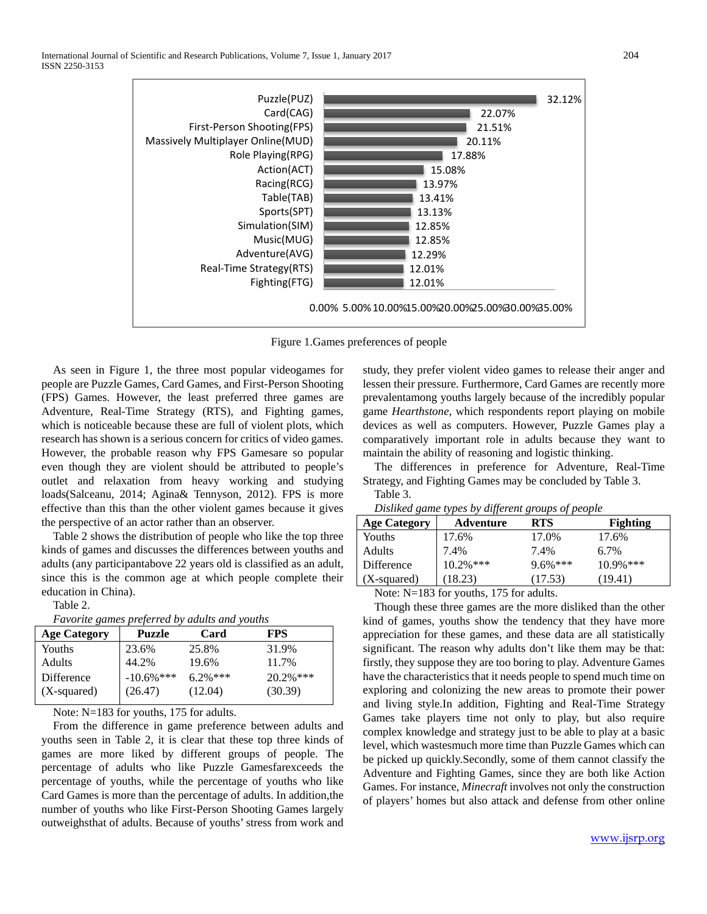| Game type | Percentage |
|---|---|
| Puzzle(PUZ) | 32.12% |
| Card(CAG) | 22.07% |
| First-Person Shooting(FPS) | 21.51% |
| Massively Multiplayer Online(MUD) | 20.11% |
| Role Playing(RPG) | 17.88% |
| Action(ACT) | 15.08% |
| Racing(RCG) | 13.97% |
| Table(TAB) | 13.41% |
| Sports(SPT) | 13.13% |
| Simulation(SIM) | 12.85% |
| Music(MUG) | 12.85% |
| Adventure(AVG) | 12.29% |
| Real-Time Strategy(RTS) | 12.01% |
| Fighting(FTG) | 12.01% |

Figure 1.Games preferences of people

As seen in Figure 1, the three most popular videogames for people are Puzzle Games, Card Games, and First-Person Shooting (FPS) Games. However, the least preferred three games are Adventure, Real-Time Strategy (RTS), and Fighting games, which is noticeable because these are full of violent plots, which research has shown is a serious concern for critics of video games. However, the probable reason why FPS Gamesare so popular even though they are violent should be attributed to people's outlet and relaxation from heavy working and studying loads(Salceanu, 2014; Agina& Tennyson, 2012). FPS is more effective than this than the other violent games because it gives the perspective of an actor rather than an observer.

Table 2 shows the distribution of people who like the top three kinds of games and discusses the differences between youths and adults (any participantabove 22 years old is classified as an adult, since this is the common age at which people complete their education in China).

Table 2.

*Favorite games preferred by adults and youths*

| Age Category | Puzzle | Card | FPS |
|---|---|---|---|
| Youths | 23.6% | 25.8% | 31.9% |
| Adults | 44.2% | 19.6% | 11.7% |
| Difference | -10.6%*** | 6.2%*** | 20.2%*** |
| (X-squared) | (26.47) | (12.04) | (30.39) |

Note: N=183 for youths, 175 for adults.

From the difference in game preference between adults and youths seen in Table 2, it is clear that these top three kinds of games are more liked by different groups of people. The percentage of adults who like Puzzle Gamesfarexceeds the percentage of youths, while the percentage of youths who like Card Games is more than the percentage of adults. In addition,the number of youths who like First-Person Shooting Games largely outweighsthat of adults. Because of youths' stress from work and study, they prefer violent video games to release their anger and lessen their pressure. Furthermore, Card Games are recently more prevalentamong youths largely because of the incredibly popular game *Hearthstone*, which respondents report playing on mobile devices as well as computers. However, Puzzle Games play a comparatively important role in adults because they want to maintain the ability of reasoning and logistic thinking.

The differences in preference for Adventure, Real-Time Strategy, and Fighting Games may be concluded by Table 3.

Table 3.

*Disliked game types by different groups of people*

| Age Category | Adventure | RTS | Fighting |
|---|---|---|---|
| Youths | 17.6% | 17.0% | 17.6% |
| Adults | 7.4% | 7.4% | 6.7% |
| Difference | 10.2%*** | 9.6%*** | 10.9%*** |
| (X-squared) | (18.23) | (17.53) | (19.41) |

Note: N=183 for youths, 175 for adults.

Though these three games are the more disliked than the other kind of games, youths show the tendency that they have more appreciation for these games, and these data are all statistically significant. The reason why adults don't like them may be that: firstly, they suppose they are too boring to play. Adventure Games have the characteristics that it needs people to spend much time on exploring and colonizing the new areas to promote their power and living style.In addition, Fighting and Real-Time Strategy Games take players time not only to play, but also require complex knowledge and strategy just to be able to play at a basic level, which wastesmuch more time than Puzzle Games which can be picked up quickly.Secondly, some of them cannot classify the Adventure and Fighting Games, since they are both like Action Games. For instance, *Minecraft* involves not only the construction of players' homes but also attack and defense from other online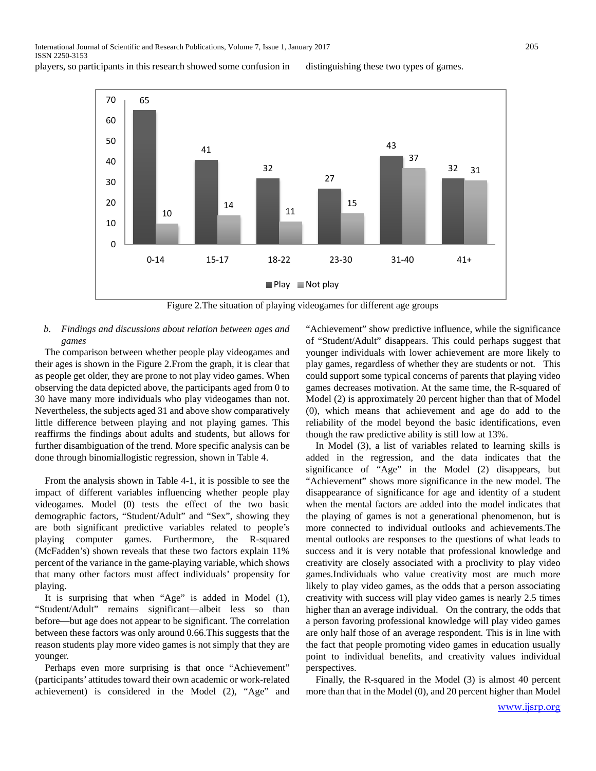players, so participants in this research showed some confusion in distinguishing these two types of games.

| Age group | Play | Not play |
| --- | --- | --- |
| 0-14 | 65 | 10 |
| 15-17 | 41 | 14 |
| 18-22 | 32 | 11 |
| 23-30 | 27 | 15 |
| 31-40 | 43 | 37 |
| 41+ | 32 | 31 |

Figure 2.The situation of playing videogames for different age groups

### *b. Findings and discussions about relation between ages and games*

The comparison between whether people play videogames and their ages is shown in the Figure 2.From the graph, it is clear that as people get older, they are prone to not play video games. When observing the data depicted above, the participants aged from 0 to 30 have many more individuals who play videogames than not. Nevertheless, the subjects aged 31 and above show comparatively little difference between playing and not playing games. This reaffirms the findings about adults and students, but allows for further disambiguation of the trend. More specific analysis can be done through binomiallogistic regression, shown in Table 4.

From the analysis shown in Table 4-1, it is possible to see the impact of different variables influencing whether people play videogames. Model (0) tests the effect of the two basic demographic factors, "Student/Adult" and "Sex", showing they are both significant predictive variables related to people's playing computer games. Furthermore, the R-squared (McFadden's) shown reveals that these two factors explain 11% percent of the variance in the game-playing variable, which shows that many other factors must affect individuals' propensity for playing.

It is surprising that when "Age" is added in Model (1), "Student/Adult" remains significant—albeit less so than before—but age does not appear to be significant. The correlation between these factors was only around 0.66.This suggests that the reason students play more video games is not simply that they are younger.

Perhaps even more surprising is that once "Achievement" (participants' attitudes toward their own academic or work-related achievement) is considered in the Model (2), "Age" and "Achievement" show predictive influence, while the significance of "Student/Adult" disappears. This could perhaps suggest that younger individuals with lower achievement are more likely to play games, regardless of whether they are students or not. This could support some typical concerns of parents that playing video games decreases motivation. At the same time, the R-squared of Model (2) is approximately 20 percent higher than that of Model (0), which means that achievement and age do add to the reliability of the model beyond the basic identifications, even though the raw predictive ability is still low at 13%.

In Model (3), a list of variables related to learning skills is added in the regression, and the data indicates that the significance of "Age" in the Model (2) disappears, but "Achievement" shows more significance in the new model. The disappearance of significance for age and identity of a student when the mental factors are added into the model indicates that the playing of games is not a generational phenomenon, but is more connected to individual outlooks and achievements.The mental outlooks are responses to the questions of what leads to success and it is very notable that professional knowledge and creativity are closely associated with a proclivity to play video games.Individuals who value creativity most are much more likely to play video games, as the odds that a person associating creativity with success will play video games is nearly 2.5 times higher than an average individual. On the contrary, the odds that a person favoring professional knowledge will play video games are only half those of an average respondent. This is in line with the fact that people promoting video games in education usually point to individual benefits, and creativity values individual perspectives.

Finally, the R-squared in the Model (3) is almost 40 percent more than that in the Model (0), and 20 percent higher than Model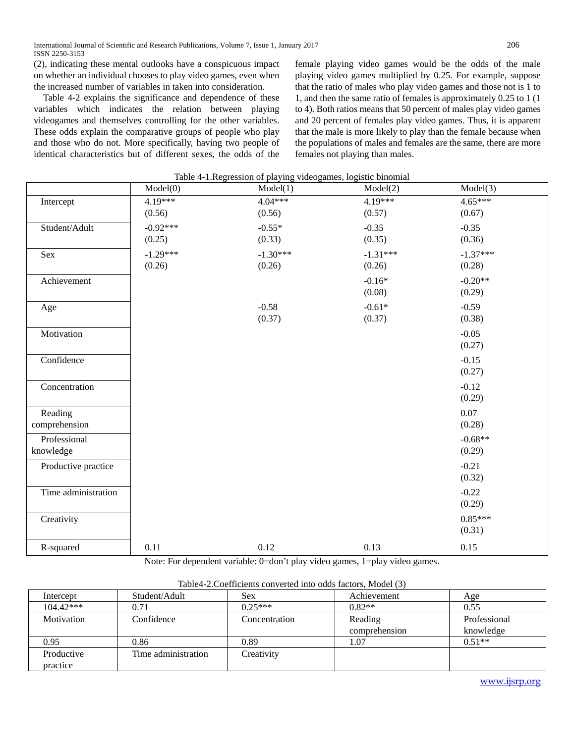(2), indicating these mental outlooks have a conspicuous impact on whether an individual chooses to play video games, even when the increased number of variables in taken into consideration.

Table 4-2 explains the significance and dependence of these variables which indicates the relation between playing videogames and themselves controlling for the other variables. These odds explain the comparative groups of people who play and those who do not. More specifically, having two people of identical characteristics but of different sexes, the odds of the female playing video games would be the odds of the male playing video games multiplied by 0.25. For example, suppose that the ratio of males who play video games and those not is 1 to 1, and then the same ratio of females is approximately 0.25 to 1 (1 to 4). Both ratios means that 50 percent of males play video games and 20 percent of females play video games. Thus, it is apparent that the male is more likely to play than the female because when the populations of males and females are the same, there are more females not playing than males.

Table 4-1.Regression of playing videogames, logistic binomial

| | Model(0) | Model(1) | Model(2) | Model(3) |
|---|---|---|---|---|
| Intercept | 4.19*** (0.56) | 4.04*** (0.56) | 4.19*** (0.57) | 4.65*** (0.67) |
| Student/Adult | -0.92*** (0.25) | -0.55* (0.33) | -0.35 (0.35) | -0.35 (0.36) |
| Sex | -1.29*** (0.26) | -1.30*** (0.26) | -1.31*** (0.26) | -1.37*** (0.28) |
| Achievement | | | -0.16* (0.08) | -0.20** (0.29) |
| Age | | -0.58 (0.37) | -0.61* (0.37) | -0.59 (0.38) |
| Motivation | | | | -0.05 (0.27) |
| Confidence | | | | -0.15 (0.27) |
| Concentration | | | | -0.12 (0.29) |
| Reading comprehension | | | | 0.07 (0.28) |
| Professional knowledge | | | | -0.68** (0.29) |
| Productive practice | | | | -0.21 (0.32) |
| Time administration | | | | -0.22 (0.29) |
| Creativity | | | | 0.85*** (0.31) |
| R-squared | 0.11 | 0.12 | 0.13 | 0.15 |

Note: For dependent variable: 0=don't play video games, 1=play video games.

Table4-2.Coefficients converted into odds factors, Model (3)

| Intercept | Student/Adult | Sex | Achievement | Age |
|---|---|---|---|---|
| 104.42*** | 0.71 | 0.25*** | 0.82** | 0.55 |
| Motivation | Confidence | Concentration | Reading comprehension | Professional knowledge |
| 0.95 | 0.86 | 0.89 | 1.07 | 0.51** |
| Productive practice | Time administration | Creativity | | |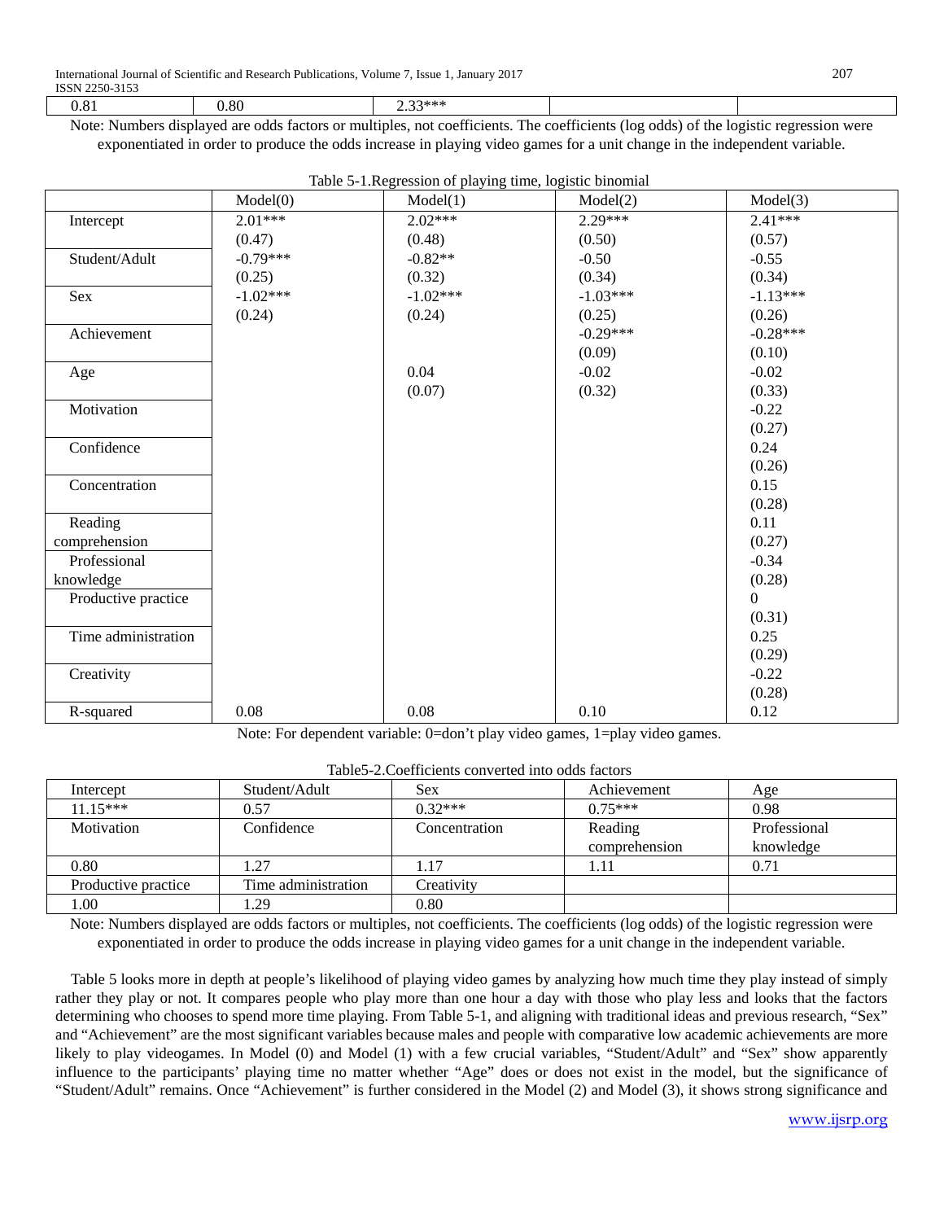| 0.81 | 0.80 | 2.33*** | | |
|---|---|---|---|---|

Note: Numbers displayed are odds factors or multiples, not coefficients. The coefficients (log odds) of the logistic regression were exponentiated in order to produce the odds increase in playing video games for a unit change in the independent variable.

Table 5-1.Regression of playing time, logistic binomial

| | Model(0) | Model(1) | Model(2) | Model(3) |
|---|---|---|---|---|
| Intercept | 2.01*** (0.47) | 2.02*** (0.48) | 2.29*** (0.50) | 2.41*** (0.57) |
| Student/Adult | -0.79*** (0.25) | -0.82** (0.32) | -0.50 (0.34) | -0.55 (0.34) |
| Sex | -1.02*** (0.24) | -1.02*** (0.24) | -1.03*** (0.25) | -1.13*** (0.26) |
| Achievement | | | -0.29*** (0.09) | -0.28*** (0.10) |
| Age | | 0.04 (0.07) | -0.02 (0.32) | -0.02 (0.33) |
| Motivation | | | | -0.22 (0.27) |
| Confidence | | | | 0.24 (0.26) |
| Concentration | | | | 0.15 (0.28) |
| Reading comprehension | | | | 0.11 (0.27) |
| Professional knowledge | | | | -0.34 (0.28) |
| Productive practice | | | | 0 (0.31) |
| Time administration | | | | 0.25 (0.29) |
| Creativity | | | | -0.22 (0.28) |
| R-squared | 0.08 | 0.08 | 0.10 | 0.12 |

Note: For dependent variable: 0=don't play video games, 1=play video games.

Table5-2.Coefficients converted into odds factors

| Intercept | Student/Adult | Sex | Achievement | Age |
|---|---|---|---|---|
| 11.15*** | 0.57 | 0.32*** | 0.75*** | 0.98 |
| Motivation | Confidence | Concentration | Reading comprehension | Professional knowledge |
| 0.80 | 1.27 | 1.17 | 1.11 | 0.71 |
| Productive practice | Time administration | Creativity | | |
| 1.00 | 1.29 | 0.80 | | |

Note: Numbers displayed are odds factors or multiples, not coefficients. The coefficients (log odds) of the logistic regression were exponentiated in order to produce the odds increase in playing video games for a unit change in the independent variable.

Table 5 looks more in depth at people's likelihood of playing video games by analyzing how much time they play instead of simply rather they play or not. It compares people who play more than one hour a day with those who play less and looks that the factors determining who chooses to spend more time playing. From Table 5-1, and aligning with traditional ideas and previous research, "Sex" and "Achievement" are the most significant variables because males and people with comparative low academic achievements are more likely to play videogames. In Model (0) and Model (1) with a few crucial variables, "Student/Adult" and "Sex" show apparently influence to the participants' playing time no matter whether "Age" does or does not exist in the model, but the significance of "Student/Adult" remains. Once "Achievement" is further considered in the Model (2) and Model (3), it shows strong significance and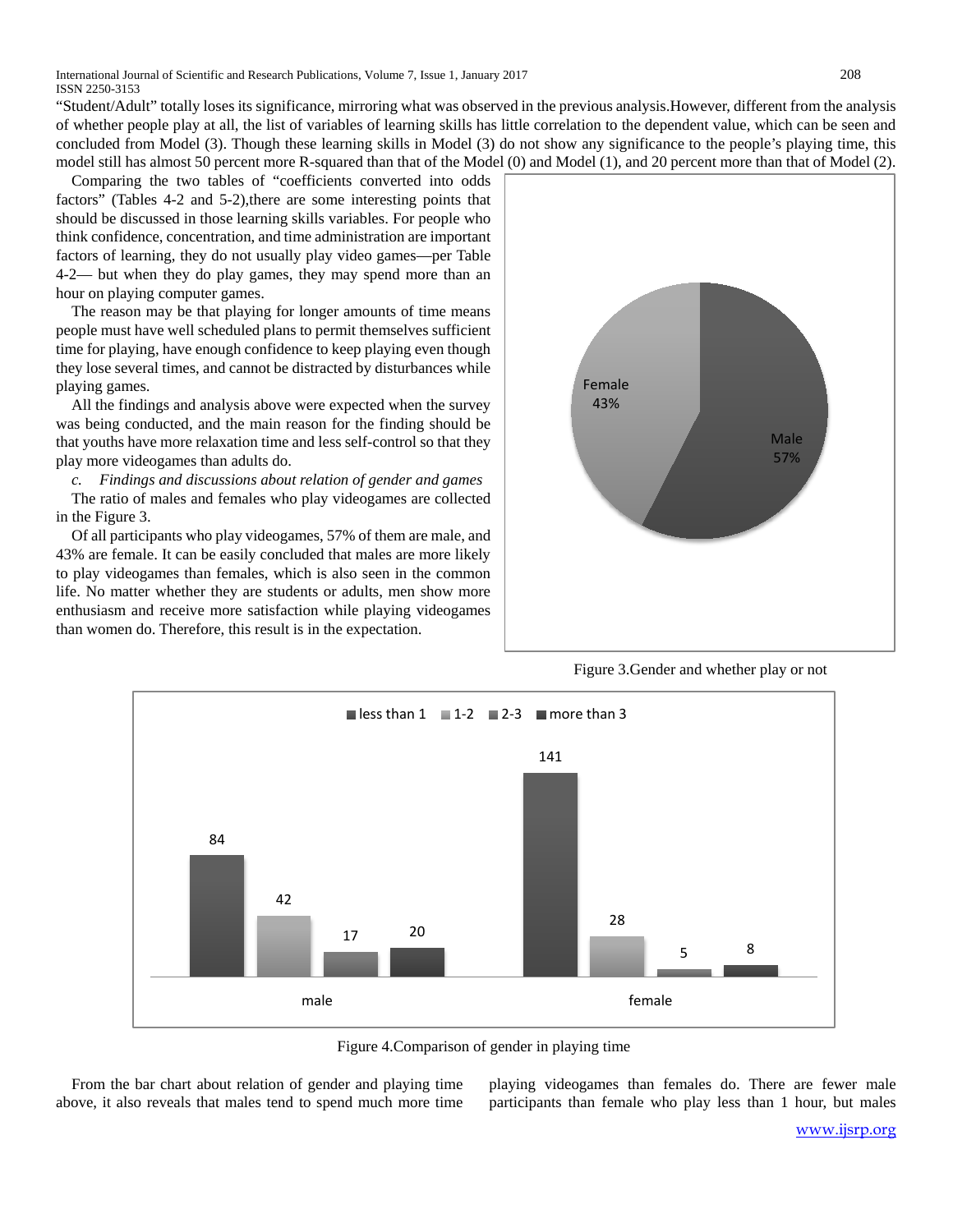"Student/Adult" totally loses its significance, mirroring what was observed in the previous analysis.However, different from the analysis of whether people play at all, the list of variables of learning skills has little correlation to the dependent value, which can be seen and concluded from Model (3). Though these learning skills in Model (3) do not show any significance to the people's playing time, this model still has almost 50 percent more R-squared than that of the Model (0) and Model (1), and 20 percent more than that of Model (2).

Comparing the two tables of "coefficients converted into odds factors" (Tables 4-2 and 5-2),there are some interesting points that should be discussed in those learning skills variables. For people who think confidence, concentration, and time administration are important factors of learning, they do not usually play video games—per Table 4-2— but when they do play games, they may spend more than an hour on playing computer games.

The reason may be that playing for longer amounts of time means people must have well scheduled plans to permit themselves sufficient time for playing, have enough confidence to keep playing even though they lose several times, and cannot be distracted by disturbances while playing games.

All the findings and analysis above were expected when the survey was being conducted, and the main reason for the finding should be that youths have more relaxation time and less self-control so that they play more videogames than adults do.

*c. Findings and discussions about relation of gender and games*

The ratio of males and females who play videogames are collected in the Figure 3.

Of all participants who play videogames, 57% of them are male, and 43% are female. It can be easily concluded that males are more likely to play videogames than females, which is also seen in the common life. No matter whether they are students or adults, men show more enthusiasm and receive more satisfaction while playing videogames than women do. Therefore, this result is in the expectation.

Figure 3.Gender and whether play or not

Figure 4.Comparison of gender in playing time

From the bar chart about relation of gender and playing time above, it also reveals that males tend to spend much more time playing videogames than females do. There are fewer male participants than female who play less than 1 hour, but males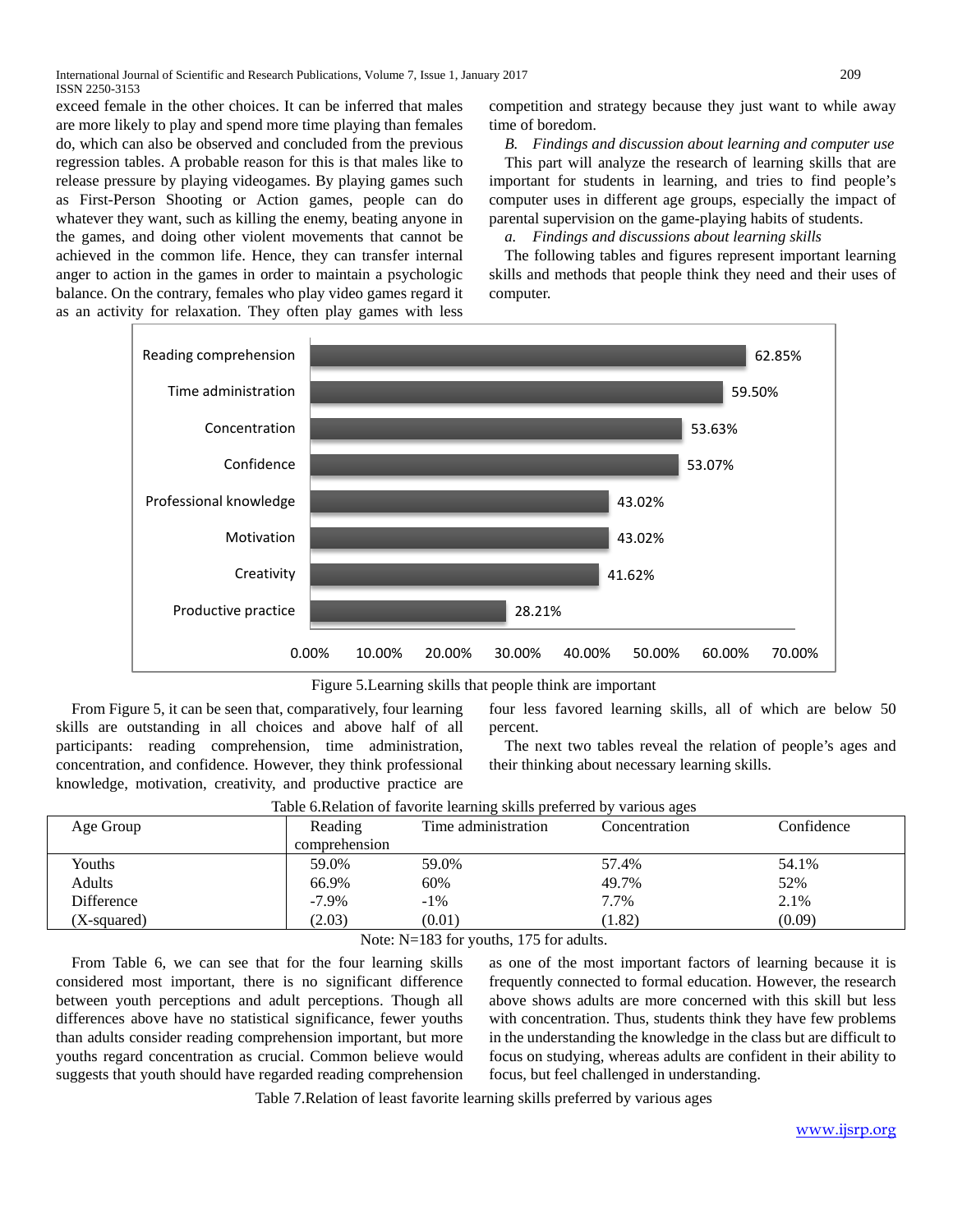exceed female in the other choices. It can be inferred that males are more likely to play and spend more time playing than females do, which can also be observed and concluded from the previous regression tables. A probable reason for this is that males like to release pressure by playing videogames. By playing games such as First-Person Shooting or Action games, people can do whatever they want, such as killing the enemy, beating anyone in the games, and doing other violent movements that cannot be achieved in the common life. Hence, they can transfer internal anger to action in the games in order to maintain a psychologic balance. On the contrary, females who play video games regard it as an activity for relaxation. They often play games with less competition and strategy because they just want to while away time of boredom.

### *B. Findings and discussion about learning and computer use*

This part will analyze the research of learning skills that are important for students in learning, and tries to find people's computer uses in different age groups, especially the impact of parental supervision on the game-playing habits of students.

#### *a. Findings and discussions about learning skills*

The following tables and figures represent important learning skills and methods that people think they need and their uses of computer.

| Learning skill | Percentage |
|---|---|
| Reading comprehension | 62.85% |
| Time administration | 59.50% |
| Concentration | 53.63% |
| Confidence | 53.07% |
| Professional knowledge | 43.02% |
| Motivation | 43.02% |
| Creativity | 41.62% |
| Productive practice | 28.21% |

Figure 5.Learning skills that people think are important

From Figure 5, it can be seen that, comparatively, four learning skills are outstanding in all choices and above half of all participants: reading comprehension, time administration, concentration, and confidence. However, they think professional knowledge, motivation, creativity, and productive practice are four less favored learning skills, all of which are below 50 percent.

The next two tables reveal the relation of people's ages and their thinking about necessary learning skills.

Table 6.Relation of favorite learning skills preferred by various ages

| Age Group | Reading comprehension | Time administration | Concentration | Confidence |
|---|---|---|---|---|
| Youths | 59.0% | 59.0% | 57.4% | 54.1% |
| Adults | 66.9% | 60% | 49.7% | 52% |
| Difference | -7.9% | -1% | 7.7% | 2.1% |
| (X-squared) | (2.03) | (0.01) | (1.82) | (0.09) |

Note: N=183 for youths, 175 for adults.

From Table 6, we can see that for the four learning skills considered most important, there is no significant difference between youth perceptions and adult perceptions. Though all differences above have no statistical significance, fewer youths than adults consider reading comprehension important, but more youths regard concentration as crucial. Common believe would suggests that youth should have regarded reading comprehension as one of the most important factors of learning because it is frequently connected to formal education. However, the research above shows adults are more concerned with this skill but less with concentration. Thus, students think they have few problems in the understanding the knowledge in the class but are difficult to focus on studying, whereas adults are confident in their ability to focus, but feel challenged in understanding.

Table 7.Relation of least favorite learning skills preferred by various ages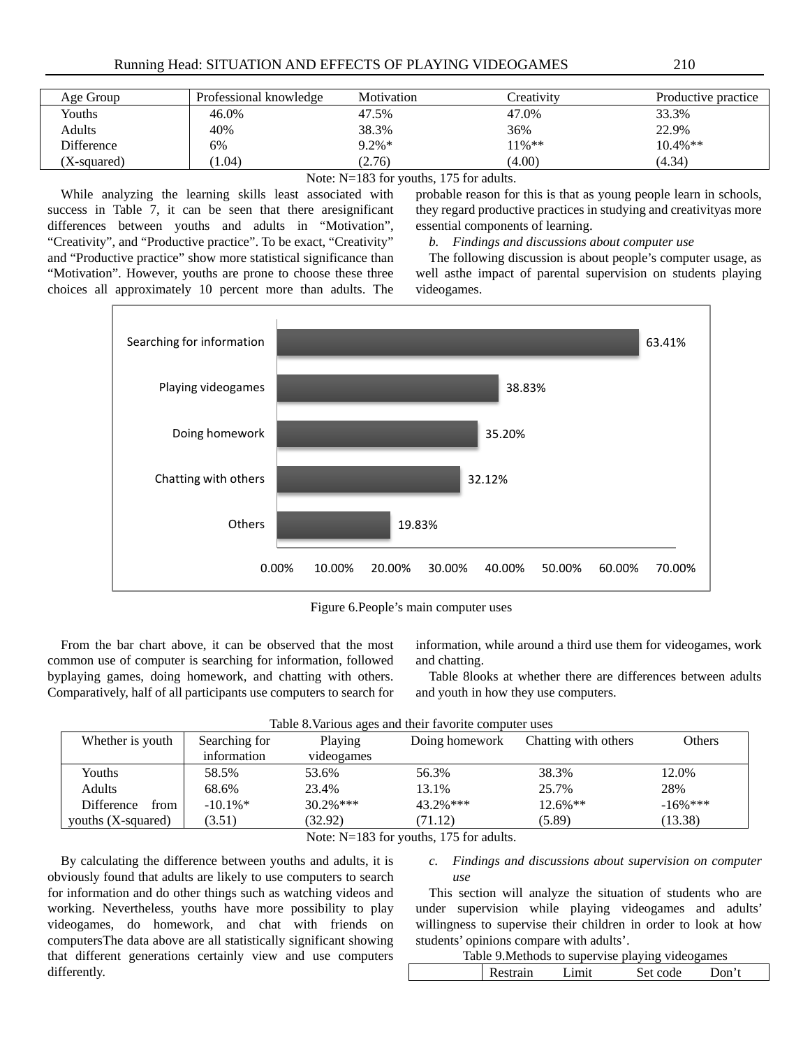| Age Group | Professional knowledge | Motivation | Creativity | Productive practice |
|---|---|---|---|---|
| Youths | 46.0% | 47.5% | 47.0% | 33.3% |
| Adults | 40% | 38.3% | 36% | 22.9% |
| Difference | 6% | 9.2%* | 11%** | 10.4%** |
| (X-squared) | (1.04) | (2.76) | (4.00) | (4.34) |

Note: N=183 for youths, 175 for adults.

While analyzing the learning skills least associated with success in Table 7, it can be seen that there aresignificant differences between youths and adults in “Motivation”, “Creativity”, and “Productive practice”. To be exact, “Creativity” and “Productive practice” show more statistical significance than “Motivation”. However, youths are prone to choose these three choices all approximately 10 percent more than adults. The probable reason for this is that as young people learn in schools, they regard productive practices in studying and creativityas more essential components of learning.

*b. Findings and discussions about computer use*

The following discussion is about people’s computer usage, as well asthe impact of parental supervision on students playing videogames.

| Main computer use | Percentage |
|---|---|
| Searching for information | 63.41% |
| Playing videogames | 38.83% |
| Doing homework | 35.20% |
| Chatting with others | 32.12% |
| Others | 19.83% |

Figure 6.People’s main computer uses

From the bar chart above, it can be observed that the most common use of computer is searching for information, followed byplaying games, doing homework, and chatting with others. Comparatively, half of all participants use computers to search for information, while around a third use them for videogames, work and chatting.

Table 8looks at whether there are differences between adults and youth in how they use computers.

Table 8.Various ages and their favorite computer uses

| Whether is youth | Searching for information | Playing videogames | Doing homework | Chatting with others | Others |
|---|---|---|---|---|---|
| Youths | 58.5% | 53.6% | 56.3% | 38.3% | 12.0% |
| Adults | 68.6% | 23.4% | 13.1% | 25.7% | 28% |
| Difference from youths (X-squared) | -10.1%* (3.51) | 30.2%*** (32.92) | 43.2%*** (71.12) | 12.6%** (5.89) | -16%*** (13.38) |

Note: N=183 for youths, 175 for adults.

By calculating the difference between youths and adults, it is obviously found that adults are likely to use computers to search for information and do other things such as watching videos and working. Nevertheless, youths have more possibility to play videogames, do homework, and chat with friends on computersThe data above are all statistically significant showing that different generations certainly view and use computers differently.

*c. Findings and discussions about supervision on computer use*

This section will analyze the situation of students who are under supervision while playing videogames and adults’ willingness to supervise their children in order to look at how students’ opinions compare with adults’.

Table 9.Methods to supervise playing videogames

| | Restrain | Limit | Set code | Don’t |
|---|---|---|---|---|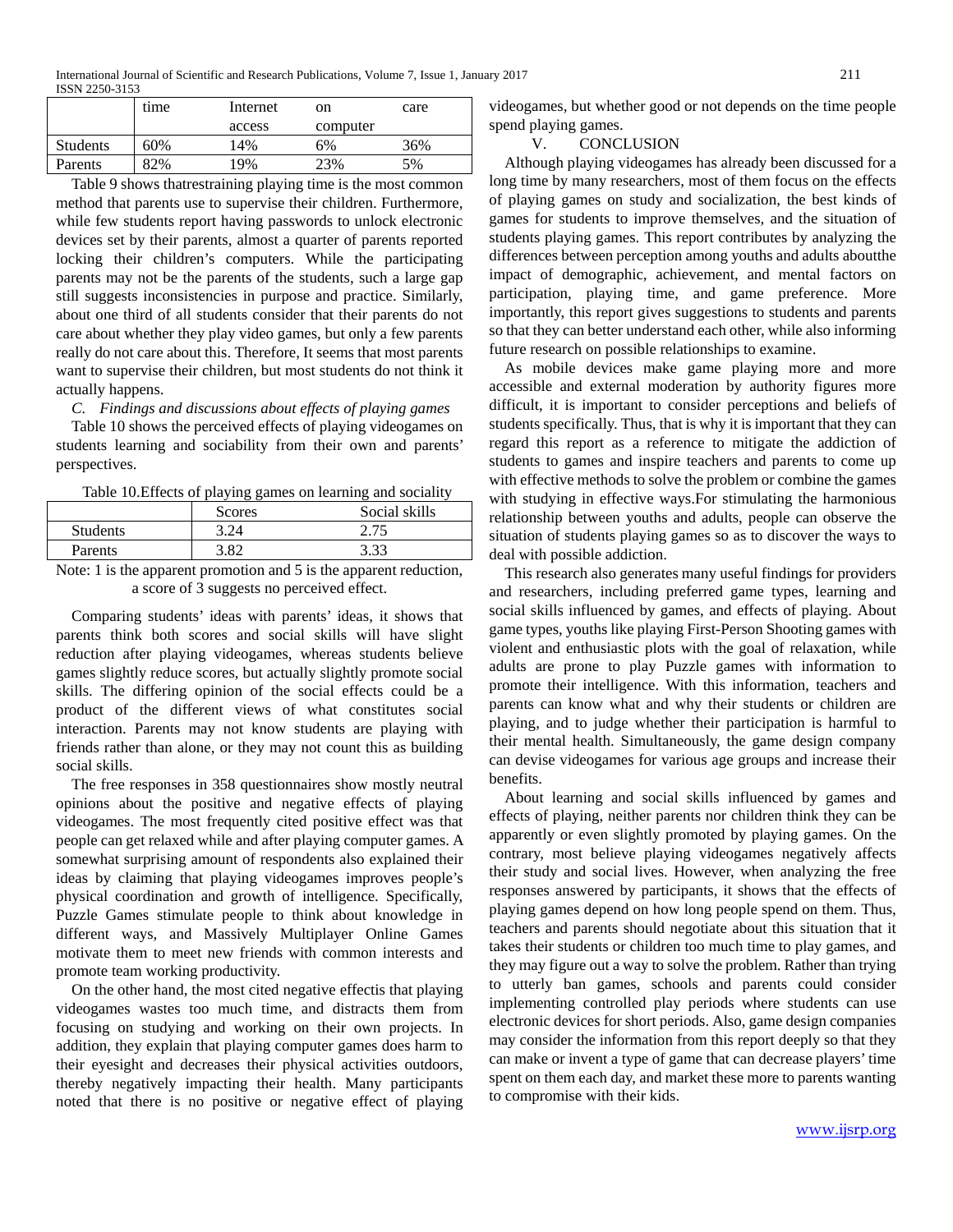| | time | Internet access | on computer | care |
|---|---|---|---|---|
| Students | 60% | 14% | 6% | 36% |
| Parents | 82% | 19% | 23% | 5% |

Table 9 shows thatrestraining playing time is the most common method that parents use to supervise their children. Furthermore, while few students report having passwords to unlock electronic devices set by their parents, almost a quarter of parents reported locking their children's computers. While the participating parents may not be the parents of the students, such a large gap still suggests inconsistencies in purpose and practice. Similarly, about one third of all students consider that their parents do not care about whether they play video games, but only a few parents really do not care about this. Therefore, It seems that most parents want to supervise their children, but most students do not think it actually happens.

### *C. Findings and discussions about effects of playing games*

Table 10 shows the perceived effects of playing videogames on students learning and sociability from their own and parents' perspectives.

Table 10.Effects of playing games on learning and sociality

| | Scores | Social skills |
|---|---|---|
| Students | 3.24 | 2.75 |
| Parents | 3.82 | 3.33 |

Note: 1 is the apparent promotion and 5 is the apparent reduction, a score of 3 suggests no perceived effect.

Comparing students' ideas with parents' ideas, it shows that parents think both scores and social skills will have slight reduction after playing videogames, whereas students believe games slightly reduce scores, but actually slightly promote social skills. The differing opinion of the social effects could be a product of the different views of what constitutes social interaction. Parents may not know students are playing with friends rather than alone, or they may not count this as building social skills.

The free responses in 358 questionnaires show mostly neutral opinions about the positive and negative effects of playing videogames. The most frequently cited positive effect was that people can get relaxed while and after playing computer games. A somewhat surprising amount of respondents also explained their ideas by claiming that playing videogames improves people's physical coordination and growth of intelligence. Specifically, Puzzle Games stimulate people to think about knowledge in different ways, and Massively Multiplayer Online Games motivate them to meet new friends with common interests and promote team working productivity.

On the other hand, the most cited negative effectis that playing videogames wastes too much time, and distracts them from focusing on studying and working on their own projects. In addition, they explain that playing computer games does harm to their eyesight and decreases their physical activities outdoors, thereby negatively impacting their health. Many participants noted that there is no positive or negative effect of playing videogames, but whether good or not depends on the time people spend playing games.

## V. CONCLUSION

Although playing videogames has already been discussed for a long time by many researchers, most of them focus on the effects of playing games on study and socialization, the best kinds of games for students to improve themselves, and the situation of students playing games. This report contributes by analyzing the differences between perception among youths and adults aboutthe impact of demographic, achievement, and mental factors on participation, playing time, and game preference. More importantly, this report gives suggestions to students and parents so that they can better understand each other, while also informing future research on possible relationships to examine.

As mobile devices make game playing more and more accessible and external moderation by authority figures more difficult, it is important to consider perceptions and beliefs of students specifically. Thus, that is why it is important that they can regard this report as a reference to mitigate the addiction of students to games and inspire teachers and parents to come up with effective methods to solve the problem or combine the games with studying in effective ways.For stimulating the harmonious relationship between youths and adults, people can observe the situation of students playing games so as to discover the ways to deal with possible addiction.

This research also generates many useful findings for providers and researchers, including preferred game types, learning and social skills influenced by games, and effects of playing. About game types, youths like playing First-Person Shooting games with violent and enthusiastic plots with the goal of relaxation, while adults are prone to play Puzzle games with information to promote their intelligence. With this information, teachers and parents can know what and why their students or children are playing, and to judge whether their participation is harmful to their mental health. Simultaneously, the game design company can devise videogames for various age groups and increase their benefits.

About learning and social skills influenced by games and effects of playing, neither parents nor children think they can be apparently or even slightly promoted by playing games. On the contrary, most believe playing videogames negatively affects their study and social lives. However, when analyzing the free responses answered by participants, it shows that the effects of playing games depend on how long people spend on them. Thus, teachers and parents should negotiate about this situation that it takes their students or children too much time to play games, and they may figure out a way to solve the problem. Rather than trying to utterly ban games, schools and parents could consider implementing controlled play periods where students can use electronic devices for short periods. Also, game design companies may consider the information from this report deeply so that they can make or invent a type of game that can decrease players' time spent on them each day, and market these more to parents wanting to compromise with their kids.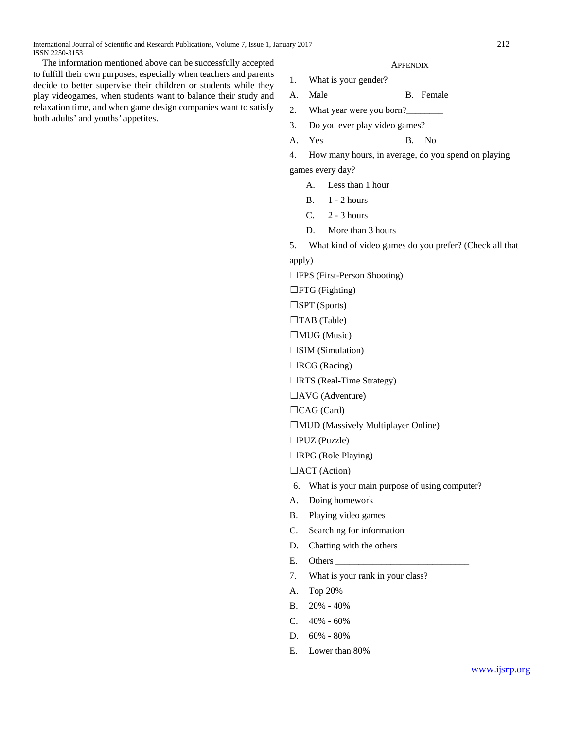The information mentioned above can be successfully accepted to fulfill their own purposes, especially when teachers and parents decide to better supervise their children or students while they play videogames, when students want to balance their study and relaxation time, and when game design companies want to satisfy both adults' and youths' appetites.

## Appendix

1. What is your gender?

A. Male  B. Female

2. What year were you born?________

3. Do you ever play video games?

A. Yes  B. No

4. How many hours, in average, do you spend on playing games every day?

A. Less than 1 hour
B. 1 - 2 hours
C. 2 - 3 hours
D. More than 3 hours

5. What kind of video games do you prefer? (Check all that apply)

☐FPS (First-Person Shooting)
☐FTG (Fighting)
☐SPT (Sports)
☐TAB (Table)
☐MUG (Music)
☐SIM (Simulation)
☐RCG (Racing)
☐RTS (Real-Time Strategy)
☐AVG (Adventure)
☐CAG (Card)
☐MUD (Massively Multiplayer Online)
☐PUZ (Puzzle)
☐RPG (Role Playing)
☐ACT (Action)

6. What is your main purpose of using computer?

A. Doing homework
B. Playing video games
C. Searching for information
D. Chatting with the others
E. Others ______________________________

7. What is your rank in your class?

A. Top 20%
B. 20% - 40%
C. 40% - 60%
D. 60% - 80%
E. Lower than 80%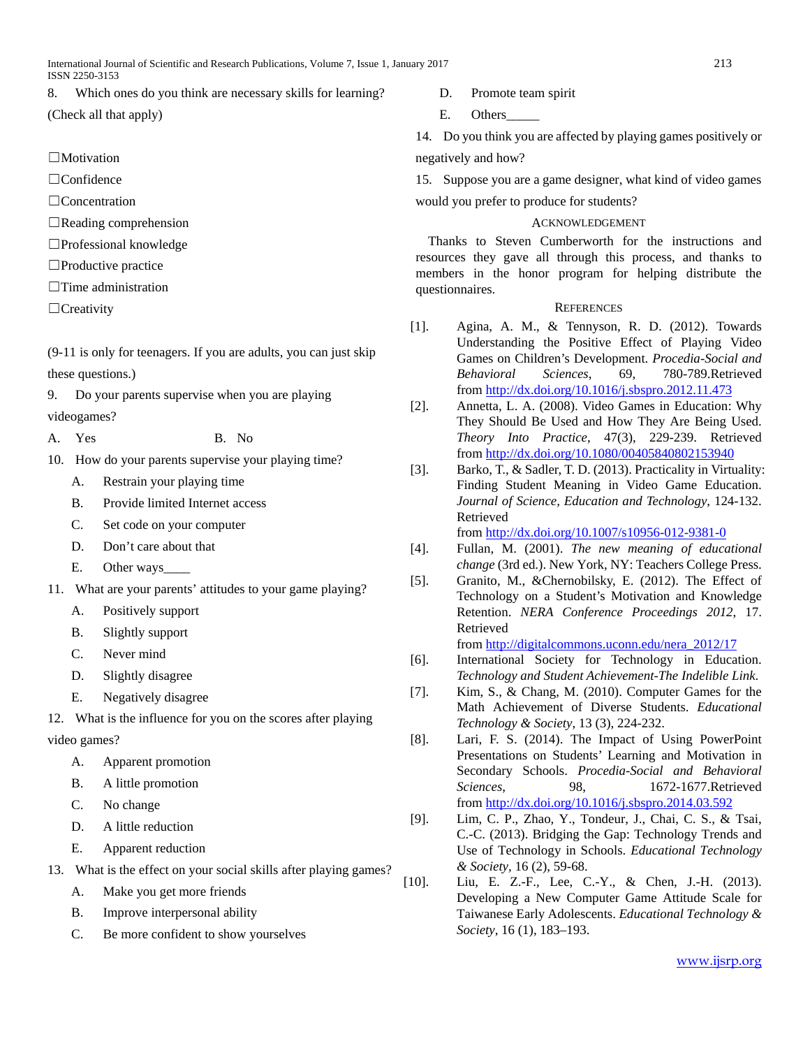8. Which ones do you think are necessary skills for learning? (Check all that apply)

☐Motivation

☐Confidence

☐Concentration

☐Reading comprehension

☐Professional knowledge

☐Productive practice

☐Time administration

☐Creativity

(9-11 is only for teenagers. If you are adults, you can just skip these questions.)

9. Do your parents supervise when you are playing videogames?

A. Yes B. No

10. How do your parents supervise your playing time?

A. Restrain your playing time
B. Provide limited Internet access
C. Set code on your computer
D. Don't care about that
E. Other ways____

11. What are your parents' attitudes to your game playing?

A. Positively support
B. Slightly support
C. Never mind
D. Slightly disagree
E. Negatively disagree

12. What is the influence for you on the scores after playing video games?

A. Apparent promotion
B. A little promotion
C. No change
D. A little reduction
E. Apparent reduction

13. What is the effect on your social skills after playing games?

A. Make you get more friends
B. Improve interpersonal ability
C. Be more confident to show yourselves
D. Promote team spirit
E. Others_____

14. Do you think you are affected by playing games positively or negatively and how?

15. Suppose you are a game designer, what kind of video games would you prefer to produce for students?

## Acknowledgement

Thanks to Steven Cumberworth for the instructions and resources they gave all through this process, and thanks to members in the honor program for helping distribute the questionnaires.

## References

[1]. Agina, A. M., & Tennyson, R. D. (2012). Towards Understanding the Positive Effect of Playing Video Games on Children's Development. *Procedia-Social and Behavioral Sciences*, 69, 780-789.Retrieved from http://dx.doi.org/10.1016/j.sbspro.2012.11.473

[2]. Annetta, L. A. (2008). Video Games in Education: Why They Should Be Used and How They Are Being Used. *Theory Into Practice*, 47(3), 229-239. Retrieved from http://dx.doi.org/10.1080/00405840802153940

[3]. Barko, T., & Sadler, T. D. (2013). Practicality in Virtuality: Finding Student Meaning in Video Game Education. *Journal of Science, Education and Technology*, 124-132. Retrieved from http://dx.doi.org/10.1007/s10956-012-9381-0

[4]. Fullan, M. (2001). *The new meaning of educational change* (3rd ed.). New York, NY: Teachers College Press.

[5]. Granito, M., &Chernobilsky, E. (2012). The Effect of Technology on a Student's Motivation and Knowledge Retention. *NERA Conference Proceedings 2012*, 17. Retrieved from http://digitalcommons.uconn.edu/nera_2012/17

[6]. International Society for Technology in Education. *Technology and Student Achievement-The Indelible Link.*

[7]. Kim, S., & Chang, M. (2010). Computer Games for the Math Achievement of Diverse Students. *Educational Technology & Society*, 13 (3), 224-232.

[8]. Lari, F. S. (2014). The Impact of Using PowerPoint Presentations on Students' Learning and Motivation in Secondary Schools. *Procedia-Social and Behavioral Sciences*, 98, 1672-1677.Retrieved from http://dx.doi.org/10.1016/j.sbspro.2014.03.592

[9]. Lim, C. P., Zhao, Y., Tondeur, J., Chai, C. S., & Tsai, C.-C. (2013). Bridging the Gap: Technology Trends and Use of Technology in Schools. *Educational Technology & Society*, 16 (2), 59-68.

[10]. Liu, E. Z.-F., Lee, C.-Y., & Chen, J.-H. (2013). Developing a New Computer Game Attitude Scale for Taiwanese Early Adolescents. *Educational Technology & Society*, 16 (1), 183–193.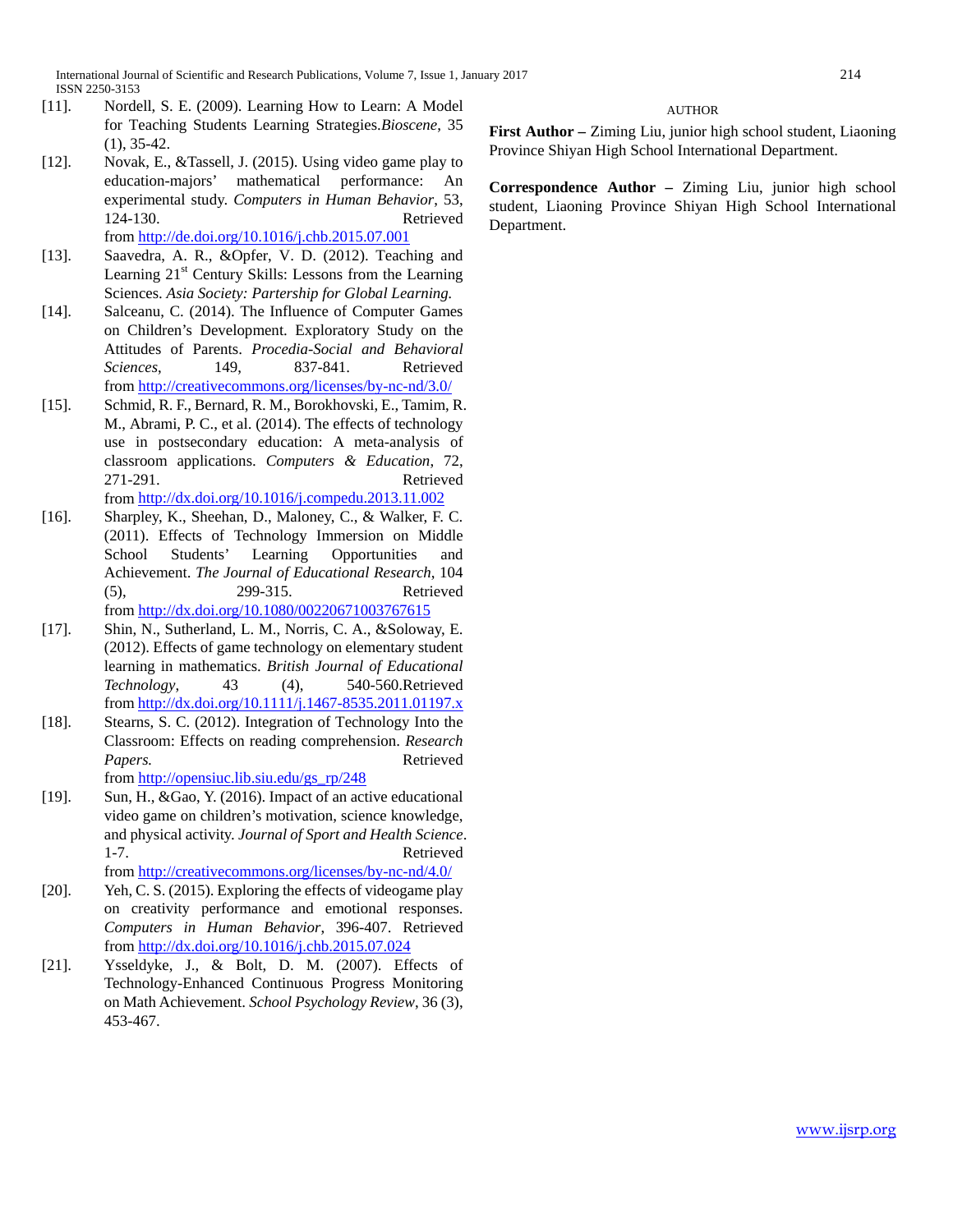[11]. Nordell, S. E. (2009). Learning How to Learn: A Model for Teaching Students Learning Strategies.*Bioscene*, 35 (1), 35-42.

[12]. Novak, E., &Tassell, J. (2015). Using video game play to education-majors' mathematical performance: An experimental study. *Computers in Human Behavior*, 53, 124-130. Retrieved from http://de.doi.org/10.1016/j.chb.2015.07.001

[13]. Saavedra, A. R., &Opfer, V. D. (2012). Teaching and Learning 21st Century Skills: Lessons from the Learning Sciences. *Asia Society: Partership for Global Learning.*

[14]. Salceanu, C. (2014). The Influence of Computer Games on Children's Development. Exploratory Study on the Attitudes of Parents. *Procedia-Social and Behavioral Sciences*, 149, 837-841. Retrieved from http://creativecommons.org/licenses/by-nc-nd/3.0/

[15]. Schmid, R. F., Bernard, R. M., Borokhovski, E., Tamim, R. M., Abrami, P. C., et al. (2014). The effects of technology use in postsecondary education: A meta-analysis of classroom applications. *Computers & Education*, 72, 271-291. Retrieved from http://dx.doi.org/10.1016/j.compedu.2013.11.002

[16]. Sharpley, K., Sheehan, D., Maloney, C., & Walker, F. C. (2011). Effects of Technology Immersion on Middle School Students' Learning Opportunities and Achievement. *The Journal of Educational Research*, 104 (5), 299-315. Retrieved from http://dx.doi.org/10.1080/00220671003767615

[17]. Shin, N., Sutherland, L. M., Norris, C. A., &Soloway, E. (2012). Effects of game technology on elementary student learning in mathematics. *British Journal of Educational Technology*, 43 (4), 540-560.Retrieved from http://dx.doi.org/10.1111/j.1467-8535.2011.01197.x

[18]. Stearns, S. C. (2012). Integration of Technology Into the Classroom: Effects on reading comprehension. *Research Papers.* Retrieved from http://opensiuc.lib.siu.edu/gs_rp/248

[19]. Sun, H., &Gao, Y. (2016). Impact of an active educational video game on children's motivation, science knowledge, and physical activity. *Journal of Sport and Health Science*. 1-7. Retrieved from http://creativecommons.org/licenses/by-nc-nd/4.0/

[20]. Yeh, C. S. (2015). Exploring the effects of videogame play on creativity performance and emotional responses. *Computers in Human Behavior*, 396-407. Retrieved from http://dx.doi.org/10.1016/j.chb.2015.07.024

[21]. Ysseldyke, J., & Bolt, D. M. (2007). Effects of Technology-Enhanced Continuous Progress Monitoring on Math Achievement. *School Psychology Review*, 36 (3), 453-467.

AUTHOR

**First Author –** Ziming Liu, junior high school student, Liaoning Province Shiyan High School International Department.

**Correspondence Author –** Ziming Liu, junior high school student, Liaoning Province Shiyan High School International Department.